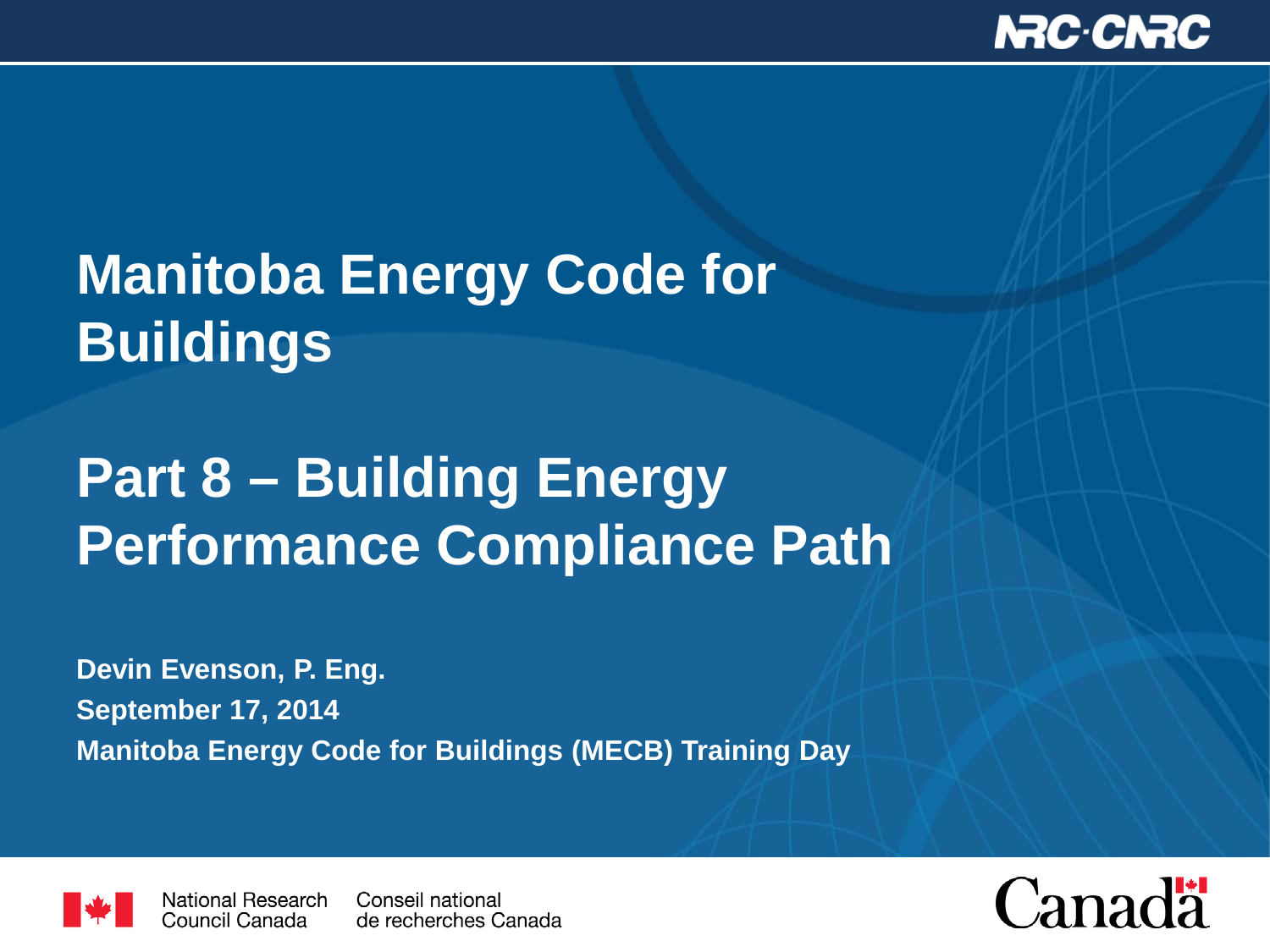# Manitoba Energy Code for Buildings

# Part 8 – Building Energy Performance Compliance Path

**Devin Evenson, P. Eng.**

**September 17, 2014**

**Manitoba Energy Code for Buildings (MECB) Training Day**

National Research Council Canada

Conseil national de recherches Canada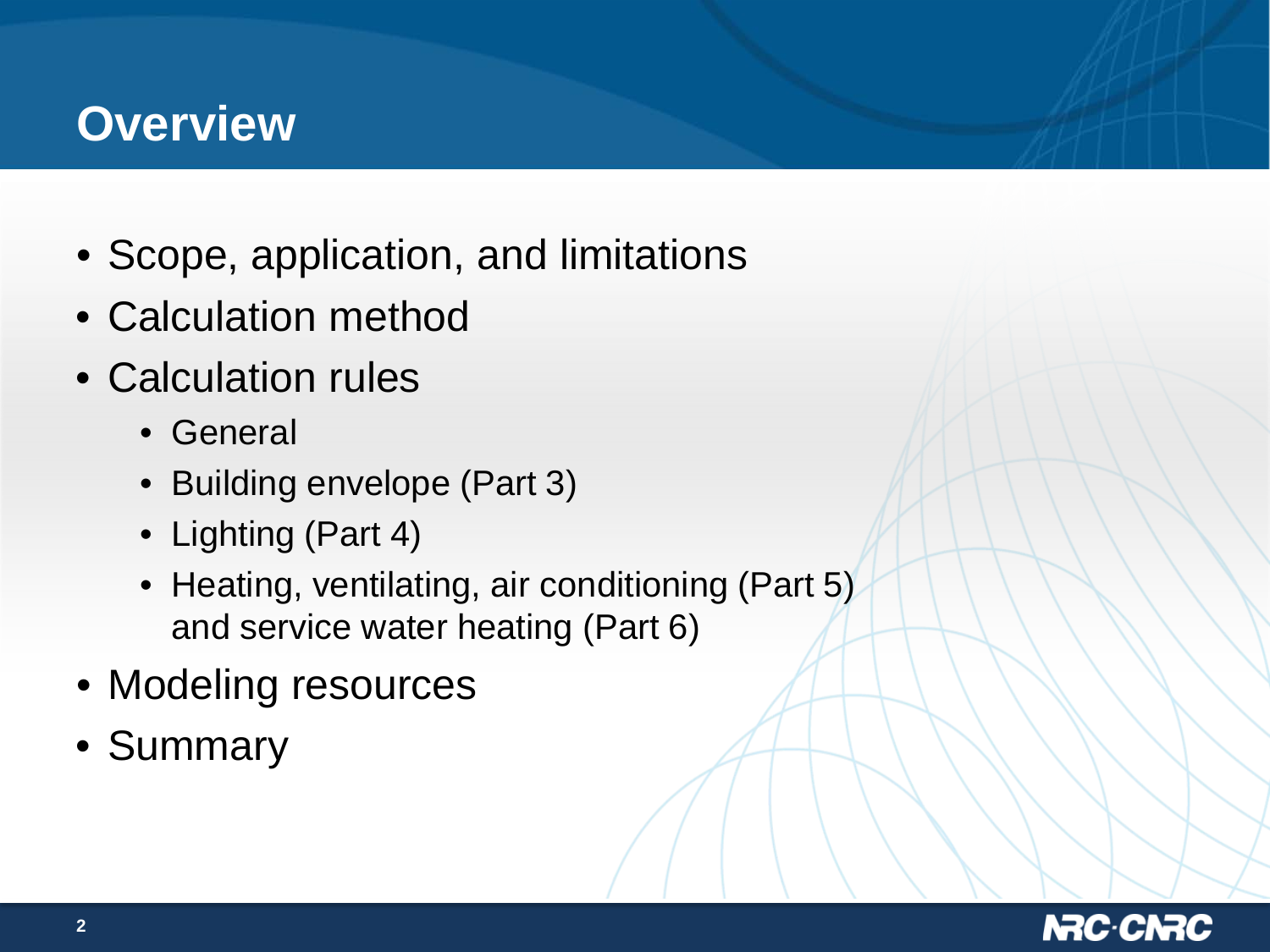# Overview

- Scope, application, and limitations
- Calculation method
- Calculation rules
  - General
  - Building envelope (Part 3)
  - Lighting (Part 4)
  - Heating, ventilating, air conditioning (Part 5) and service water heating (Part 6)
- Modeling resources
- Summary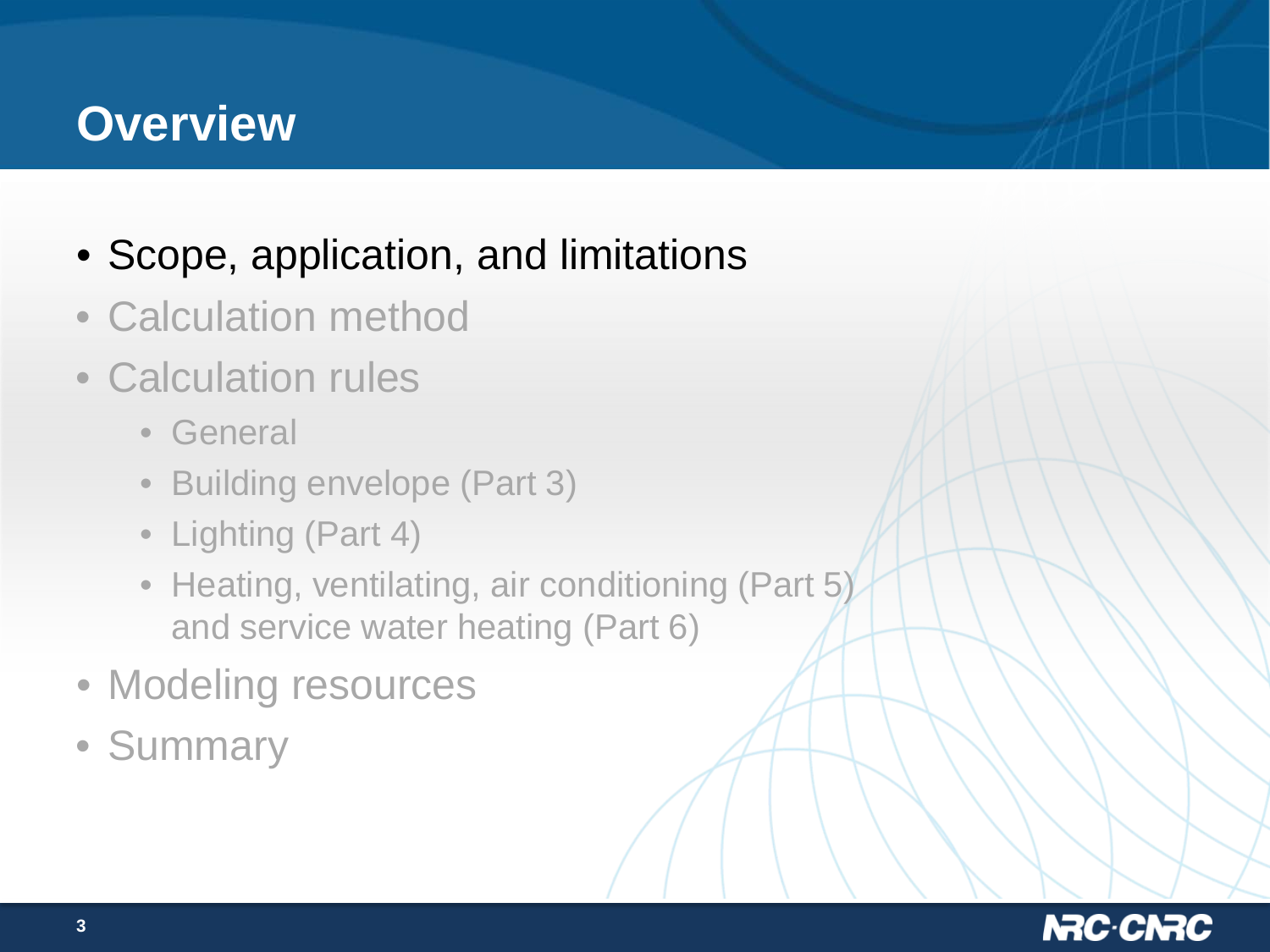# Overview

- Scope, application, and limitations
- Calculation method
- Calculation rules
  - General
  - Building envelope (Part 3)
  - Lighting (Part 4)
  - Heating, ventilating, air conditioning (Part 5) and service water heating (Part 6)
- Modeling resources
- Summary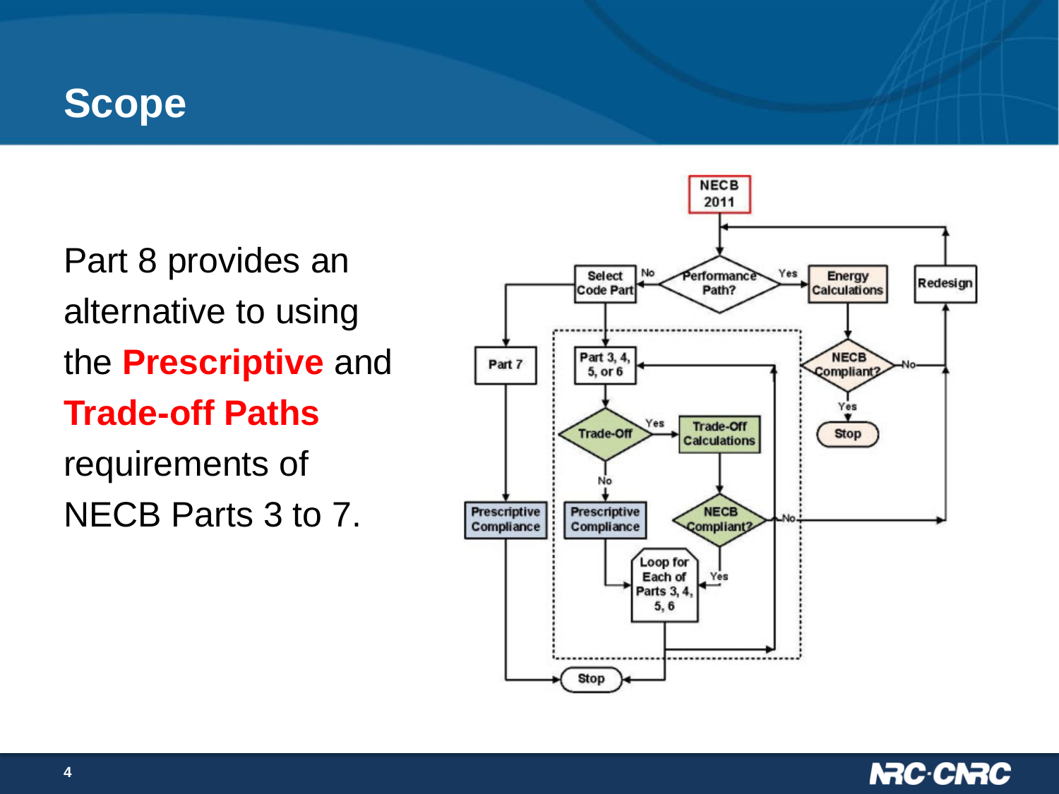# Scope

Part 8 provides an alternative to using the **Prescriptive** and **Trade-off Paths** requirements of NECB Parts 3 to 7.

NECB 2011

Performance Path?

No

Yes

Select Code Part

Energy Calculations

Redesign

Part 7

Part 3, 4, 5, or 6

NECB Compliant?

No

Yes

Stop

Trade-Off

Yes

Trade-Off Calculations

No

Prescriptive Compliance

Prescriptive Compliance

NECB Compliant?

No

Yes

Loop for Each of Parts 3, 4, 5, 6

Stop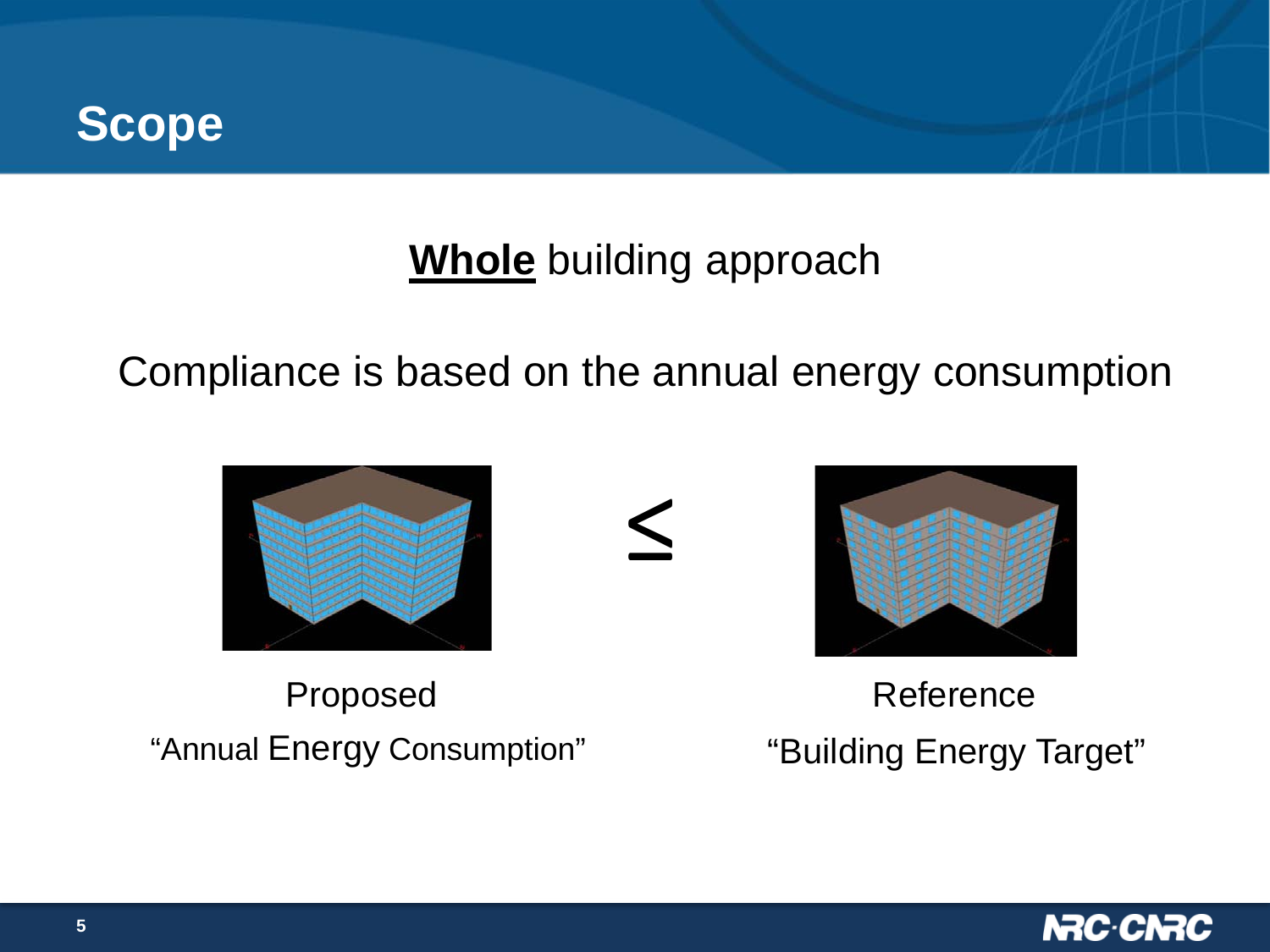# Scope

**Whole** building approach

Compliance is based on the annual energy consumption

Proposed

"Annual Energy Consumption"

$\leq$

Reference

"Building Energy Target"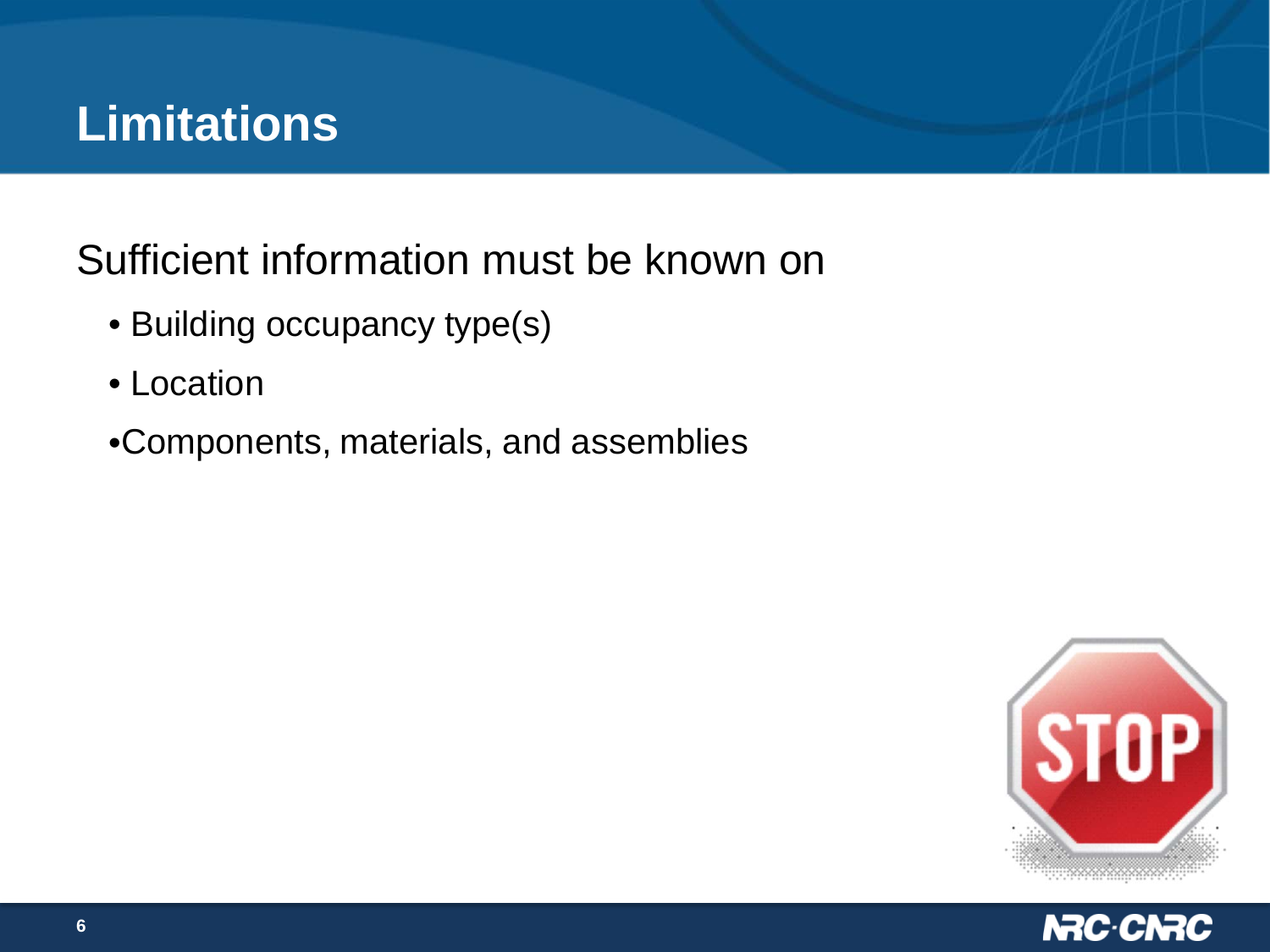# Limitations

Sufficient information must be known on

- Building occupancy type(s)
- Location
- Components, materials, and assemblies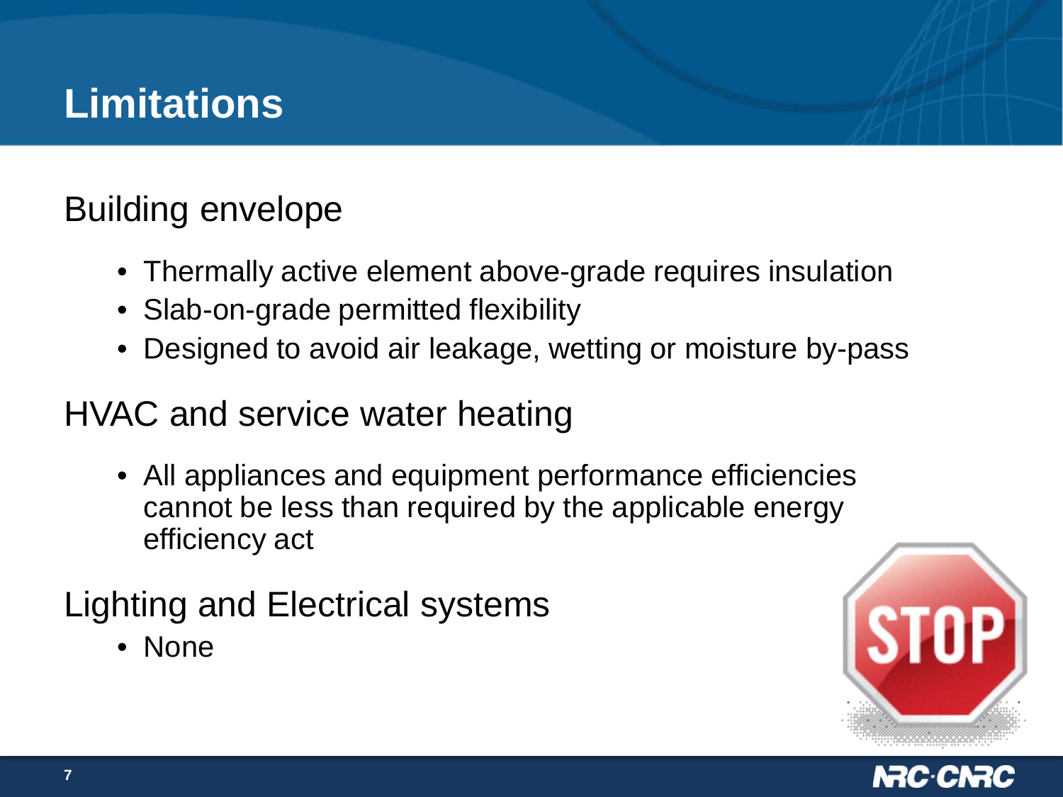# Limitations

## Building envelope

- Thermally active element above-grade requires insulation
- Slab-on-grade permitted flexibility
- Designed to avoid air leakage, wetting or moisture by-pass

## HVAC and service water heating

- All appliances and equipment performance efficiencies cannot be less than required by the applicable energy efficiency act

## Lighting and Electrical systems

- None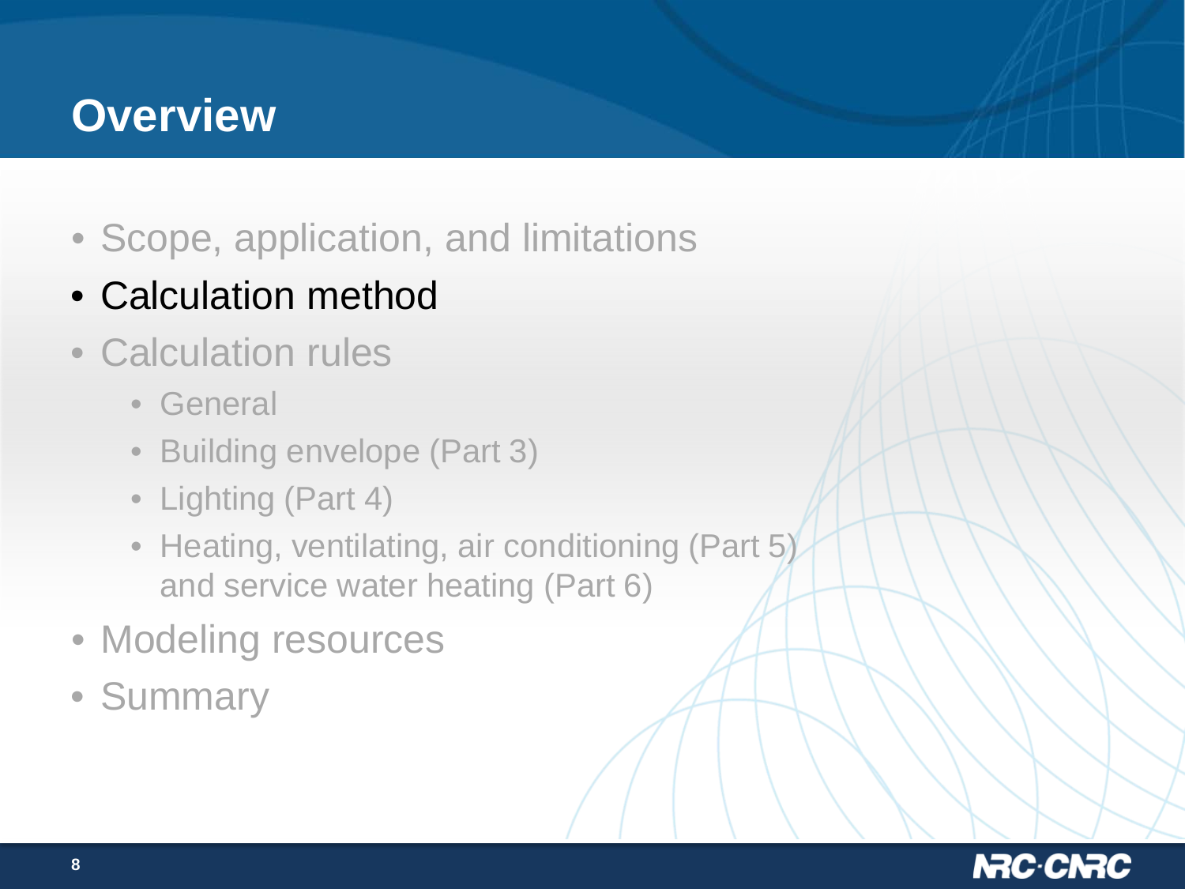# Overview

- Scope, application, and limitations
- Calculation method
- Calculation rules
  - General
  - Building envelope (Part 3)
  - Lighting (Part 4)
  - Heating, ventilating, air conditioning (Part 5) and service water heating (Part 6)
- Modeling resources
- Summary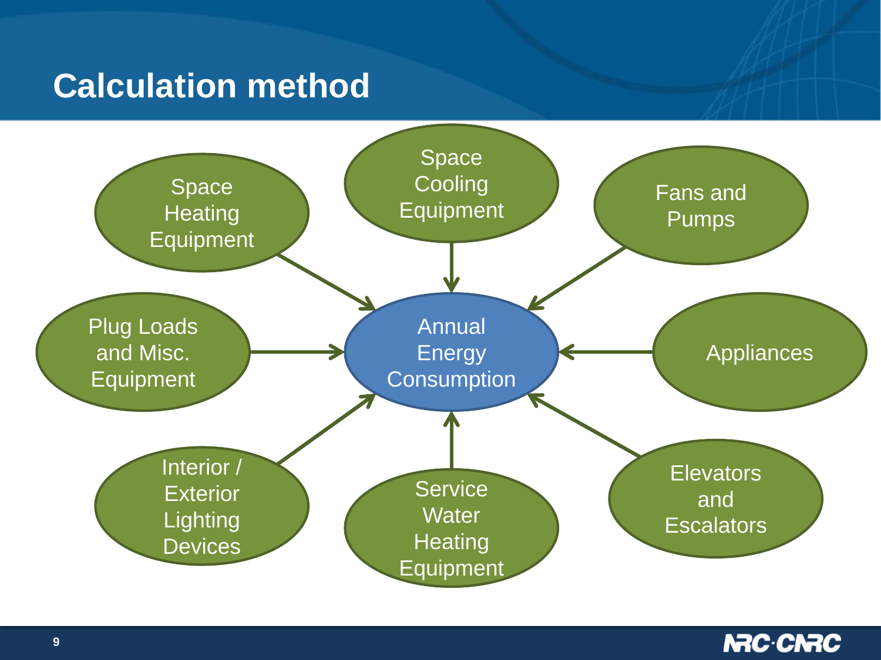# Calculation method

Space Heating Equipment

Space Cooling Equipment

Fans and Pumps

Plug Loads and Misc. Equipment

Annual Energy Consumption

Appliances

Interior / Exterior Lighting Devices

Service Water Heating Equipment

Elevators and Escalators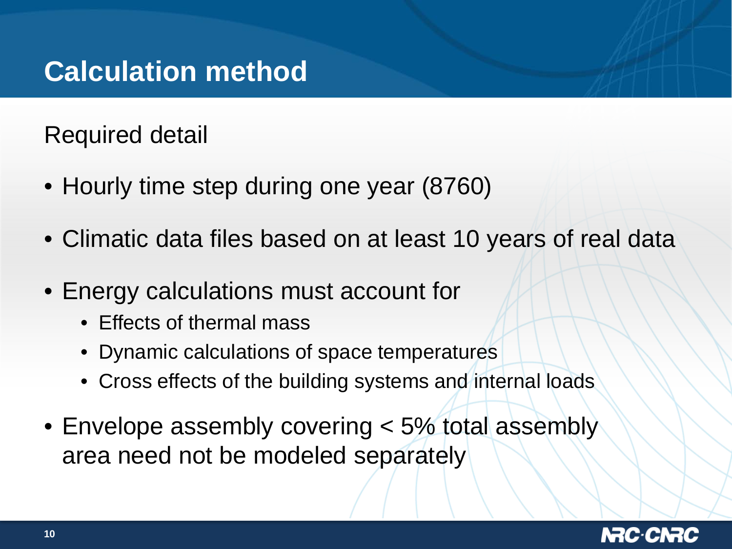# Calculation method

Required detail

- Hourly time step during one year (8760)
- Climatic data files based on at least 10 years of real data
- Energy calculations must account for
  - Effects of thermal mass
  - Dynamic calculations of space temperatures
  - Cross effects of the building systems and internal loads
- Envelope assembly covering < 5% total assembly area need not be modeled separately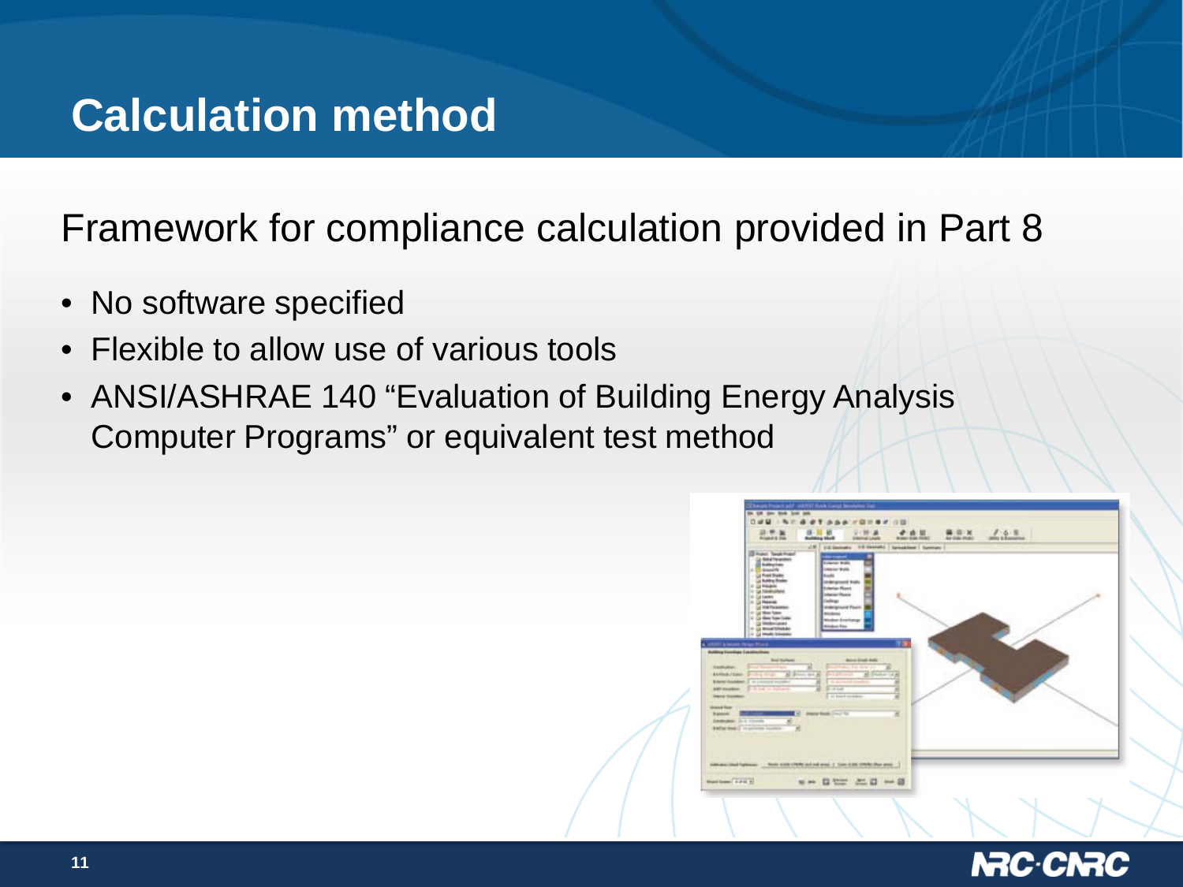# Calculation method

Framework for compliance calculation provided in Part 8

- No software specified
- Flexible to allow use of various tools
- ANSI/ASHRAE 140 “Evaluation of Building Energy Analysis Computer Programs” or equivalent test method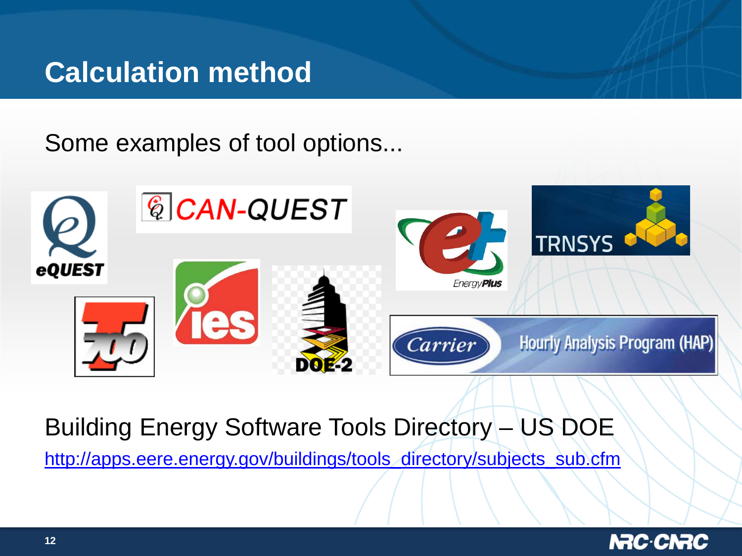# Calculation method

Some examples of tool options...

Building Energy Software Tools Directory – US DOE

http://apps.eere.energy.gov/buildings/tools_directory/subjects_sub.cfm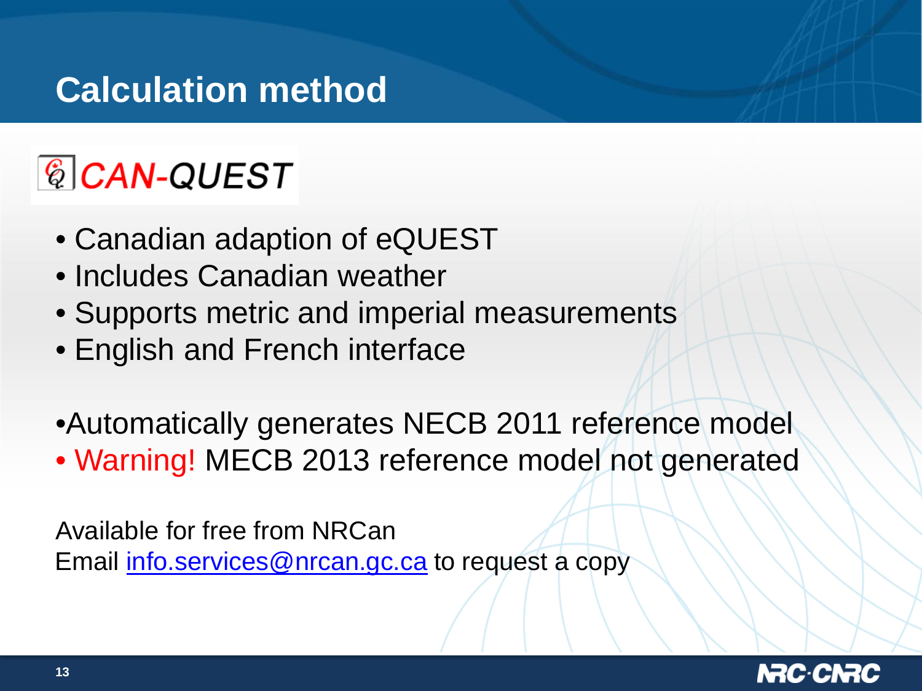# Calculation method

CAN-QUEST

- Canadian adaption of eQUEST
- Includes Canadian weather
- Supports metric and imperial measurements
- English and French interface

- Automatically generates NECB 2011 reference model
- Warning! MECB 2013 reference model not generated

Available for free from NRCan
Email info.services@nrcan.gc.ca to request a copy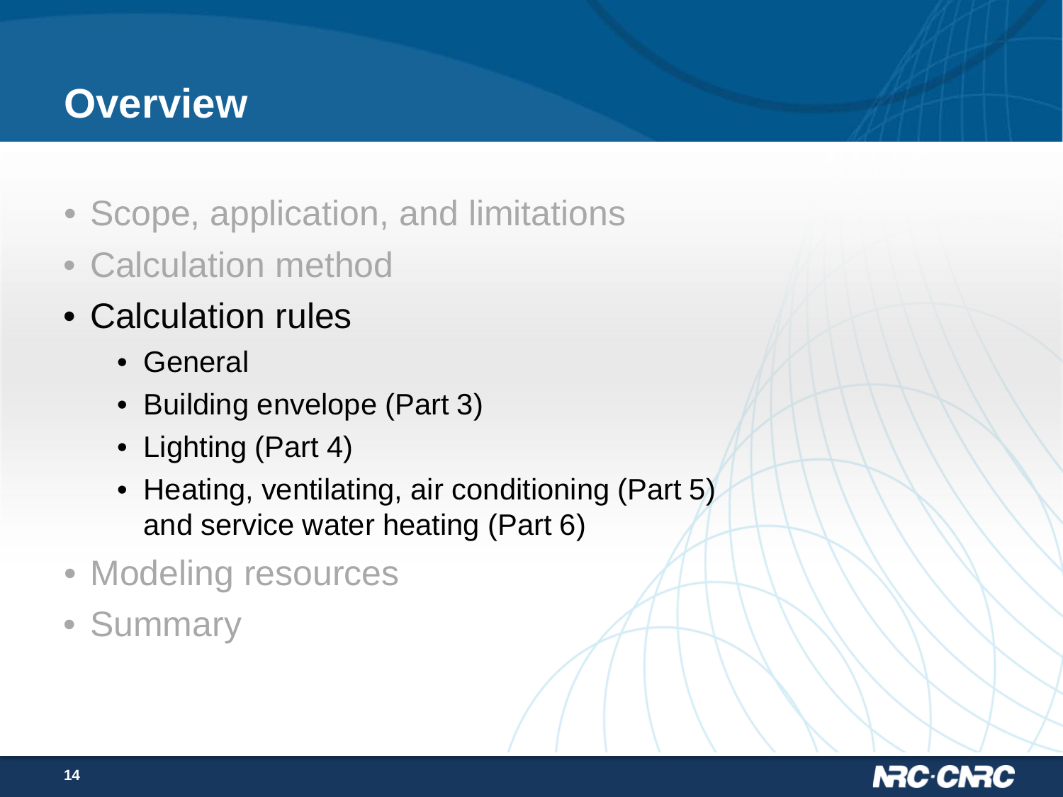# Overview

- Scope, application, and limitations
- Calculation method
- Calculation rules
  - General
  - Building envelope (Part 3)
  - Lighting (Part 4)
  - Heating, ventilating, air conditioning (Part 5) and service water heating (Part 6)
- Modeling resources
- Summary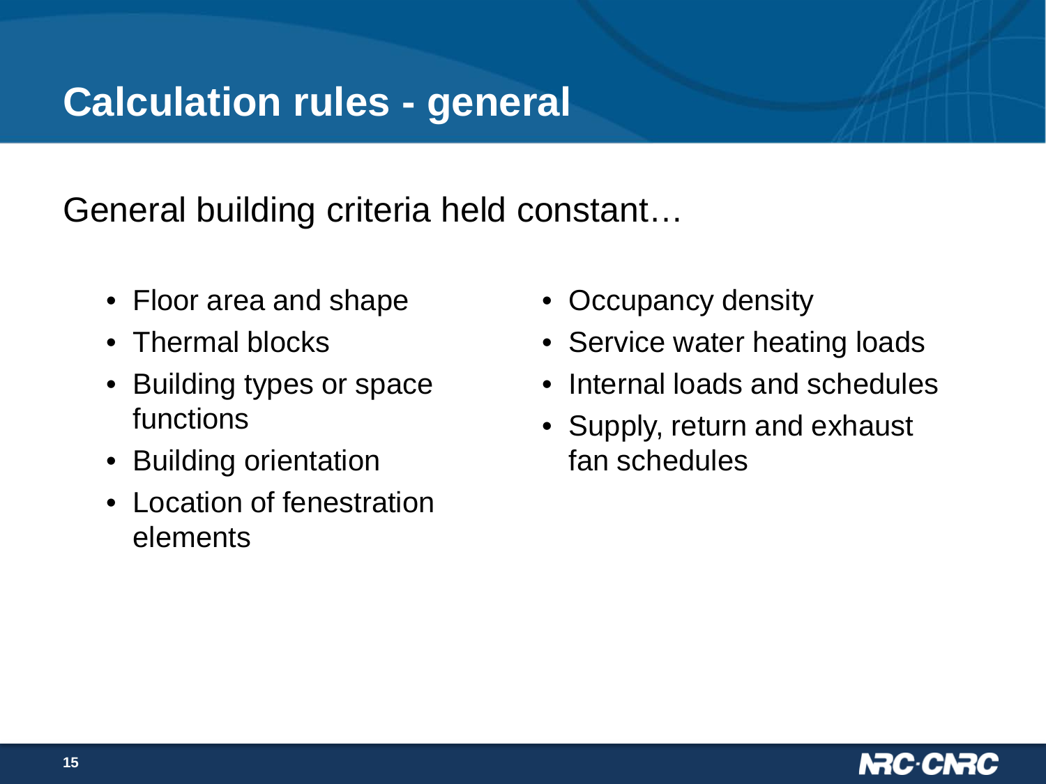# Calculation rules - general

General building criteria held constant…

- Floor area and shape
- Thermal blocks
- Building types or space functions
- Building orientation
- Location of fenestration elements
- Occupancy density
- Service water heating loads
- Internal loads and schedules
- Supply, return and exhaust fan schedules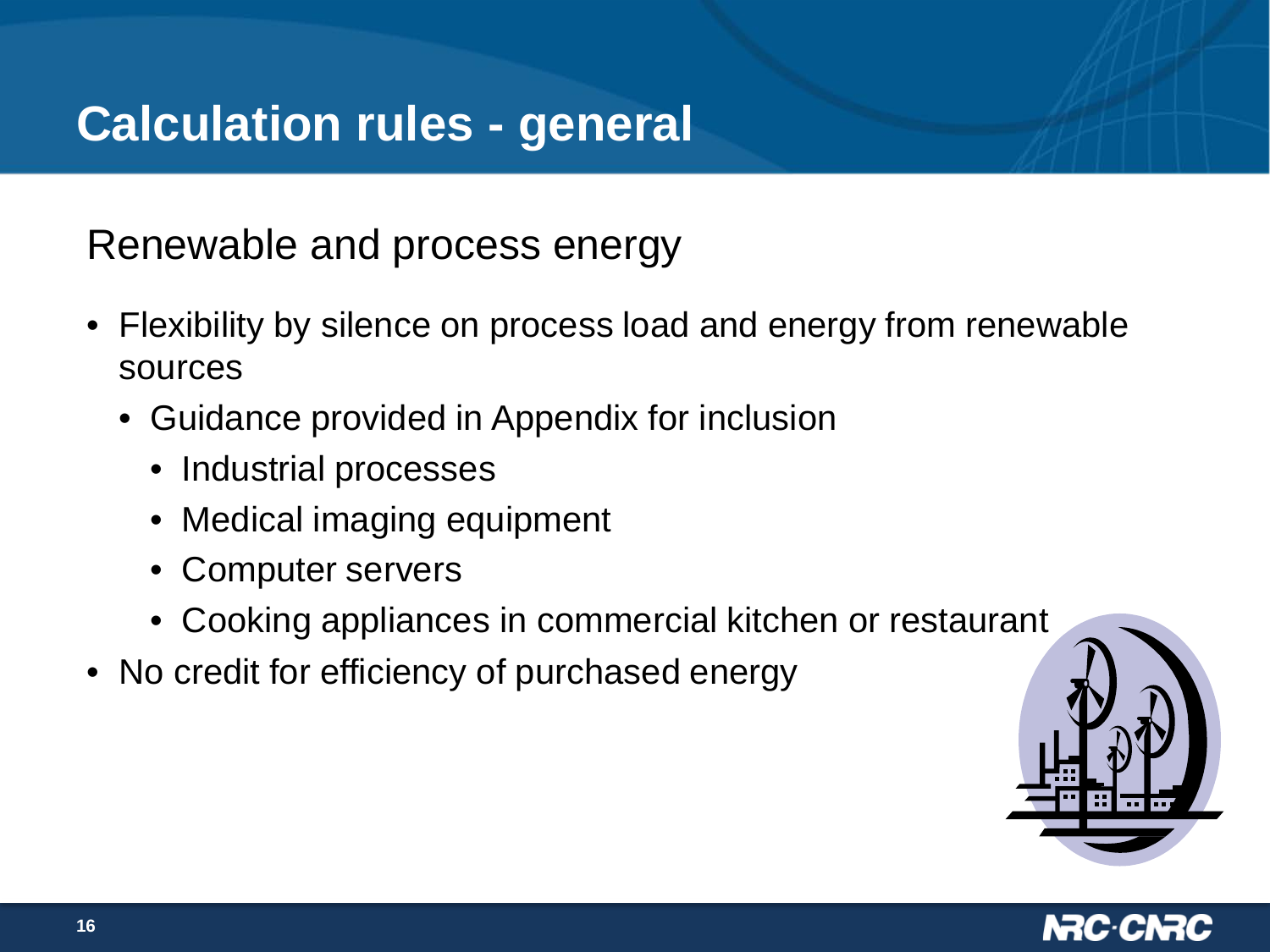# Calculation rules - general

## Renewable and process energy

- Flexibility by silence on process load and energy from renewable sources
  - Guidance provided in Appendix for inclusion
    - Industrial processes
    - Medical imaging equipment
    - Computer servers
    - Cooking appliances in commercial kitchen or restaurant
- No credit for efficiency of purchased energy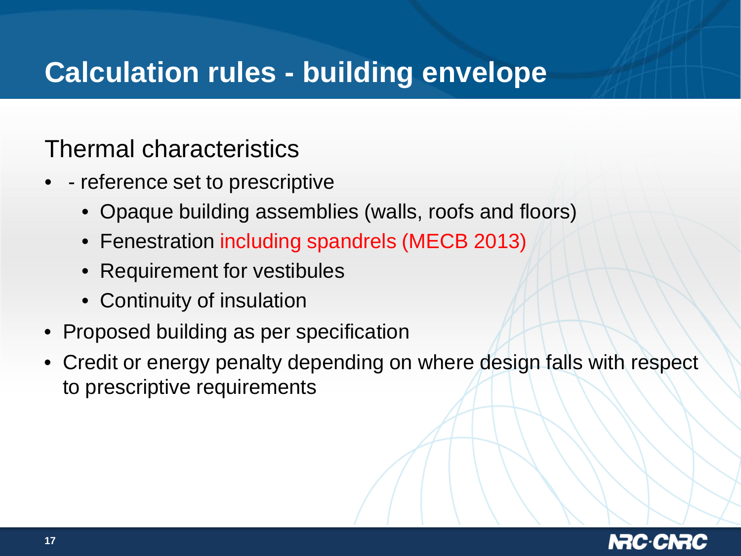# Calculation rules - building envelope

## Thermal characteristics

- - reference set to prescriptive
  - Opaque building assemblies (walls, roofs and floors)
  - Fenestration including spandrels (MECB 2013)
  - Requirement for vestibules
  - Continuity of insulation
- Proposed building as per specification
- Credit or energy penalty depending on where design falls with respect to prescriptive requirements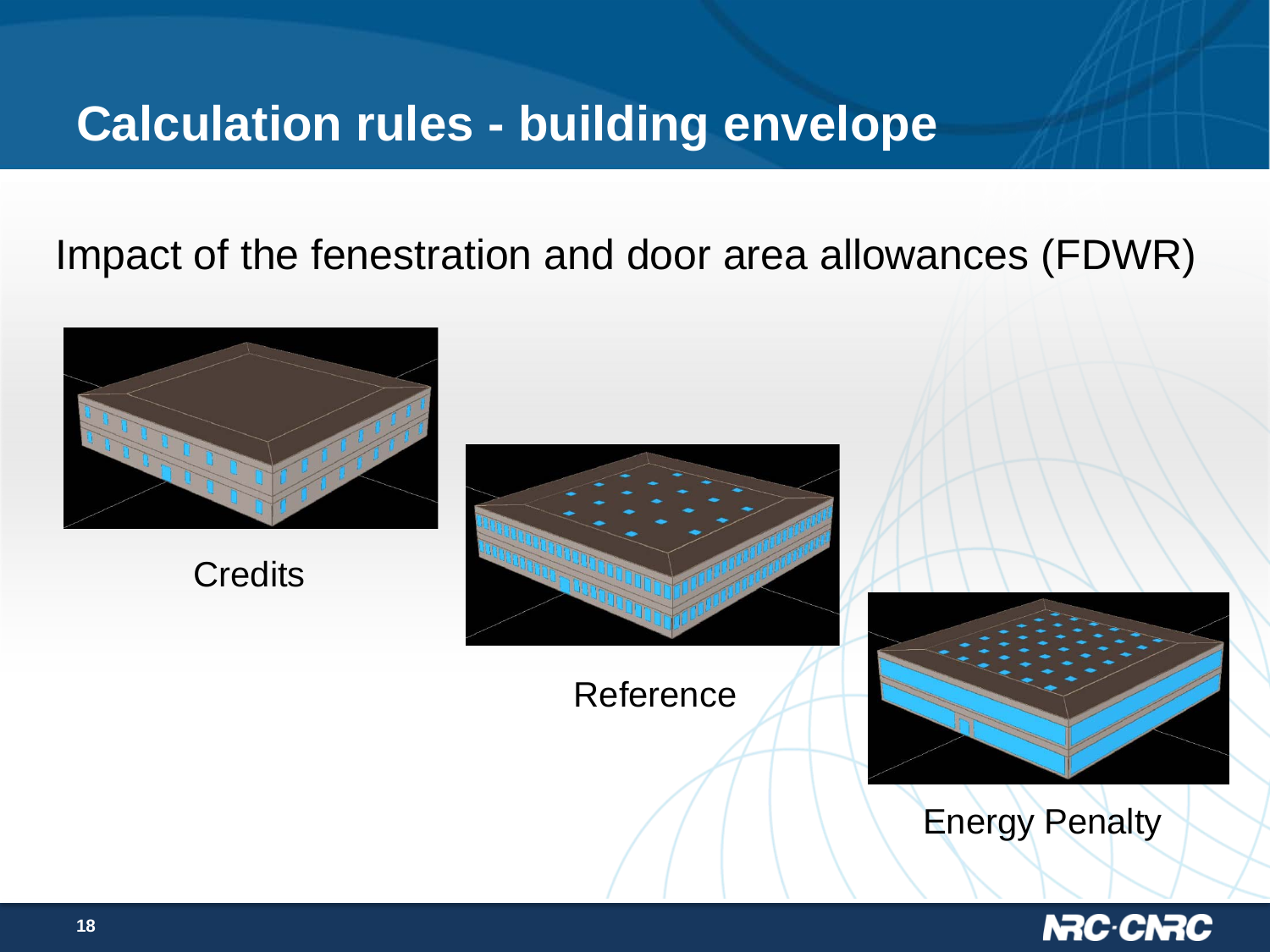# Calculation rules - building envelope

Impact of the fenestration and door area allowances (FDWR)

Credits

Reference

Energy Penalty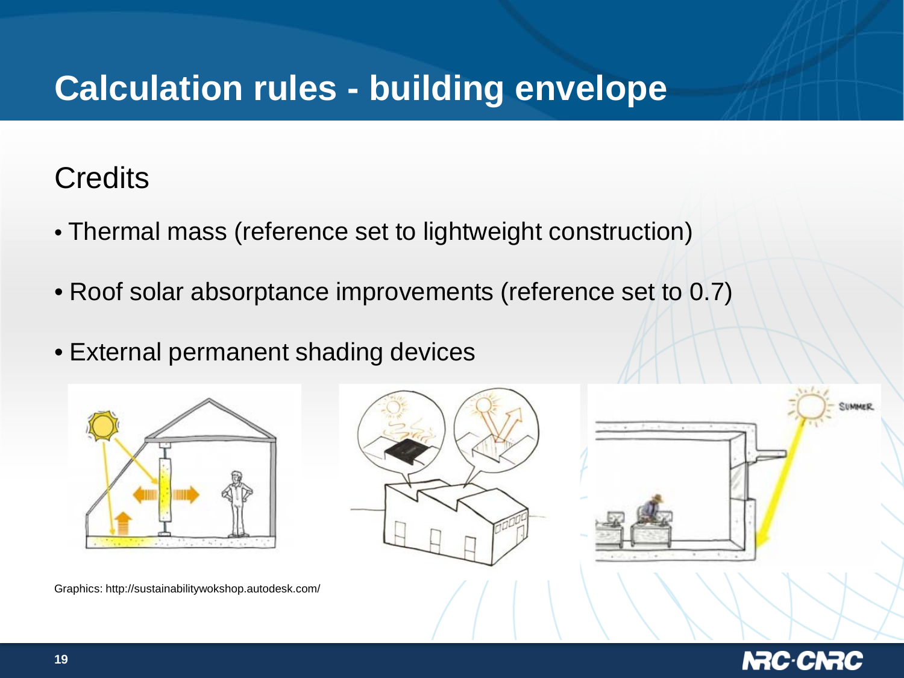# Calculation rules - building envelope

## Credits

- Thermal mass (reference set to lightweight construction)
- Roof solar absorptance improvements (reference set to 0.7)
- External permanent shading devices

Graphics: http://sustainabilitywokshop.autodesk.com/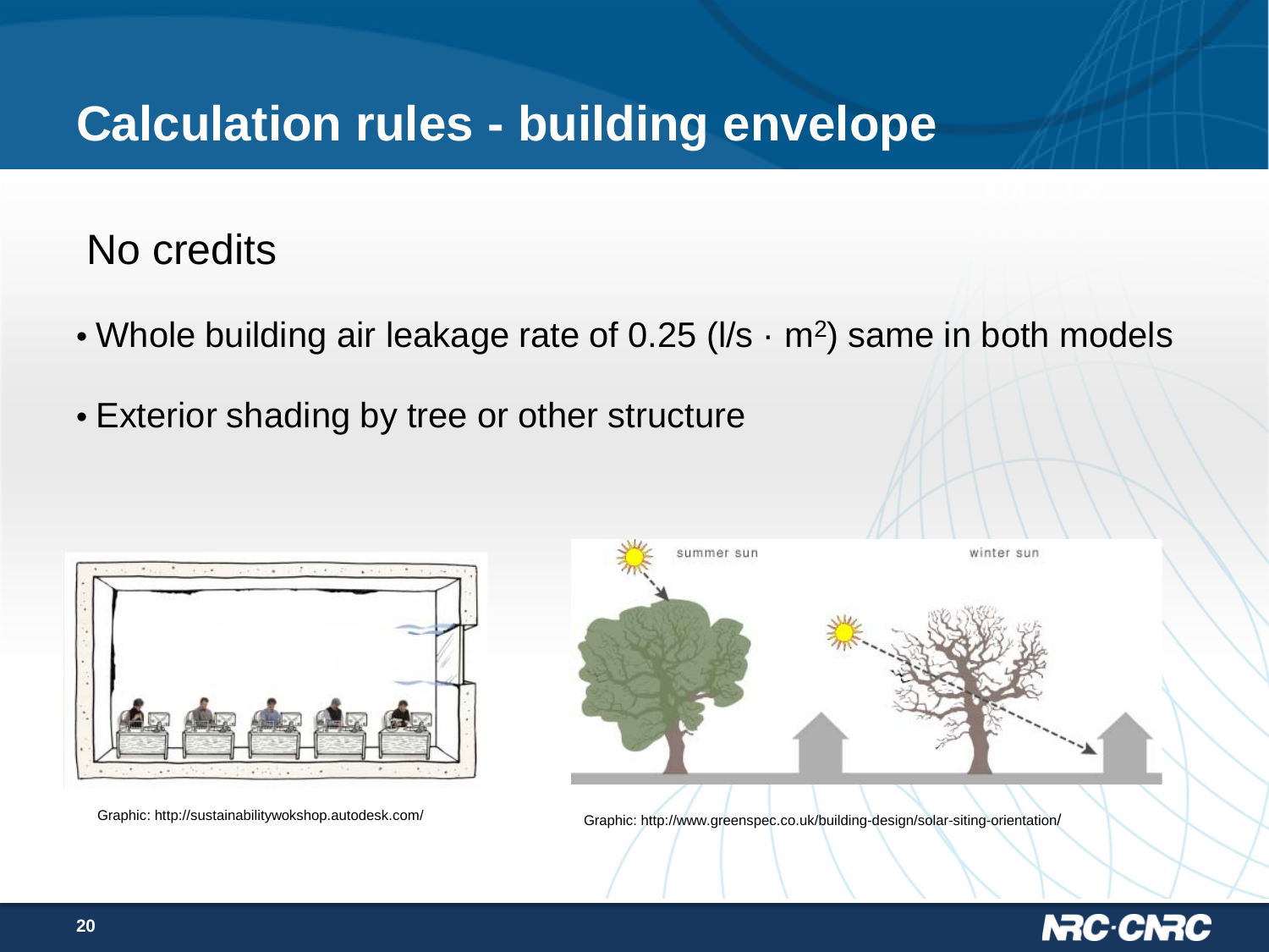# Calculation rules - building envelope

No credits

- Whole building air leakage rate of 0.25 (l/s · $m^2$) same in both models
- Exterior shading by tree or other structure

Graphic: http://sustainabilitywokshop.autodesk.com/

summer sun

winter sun

Graphic: http://www.greenspec.co.uk/building-design/solar-siting-orientation/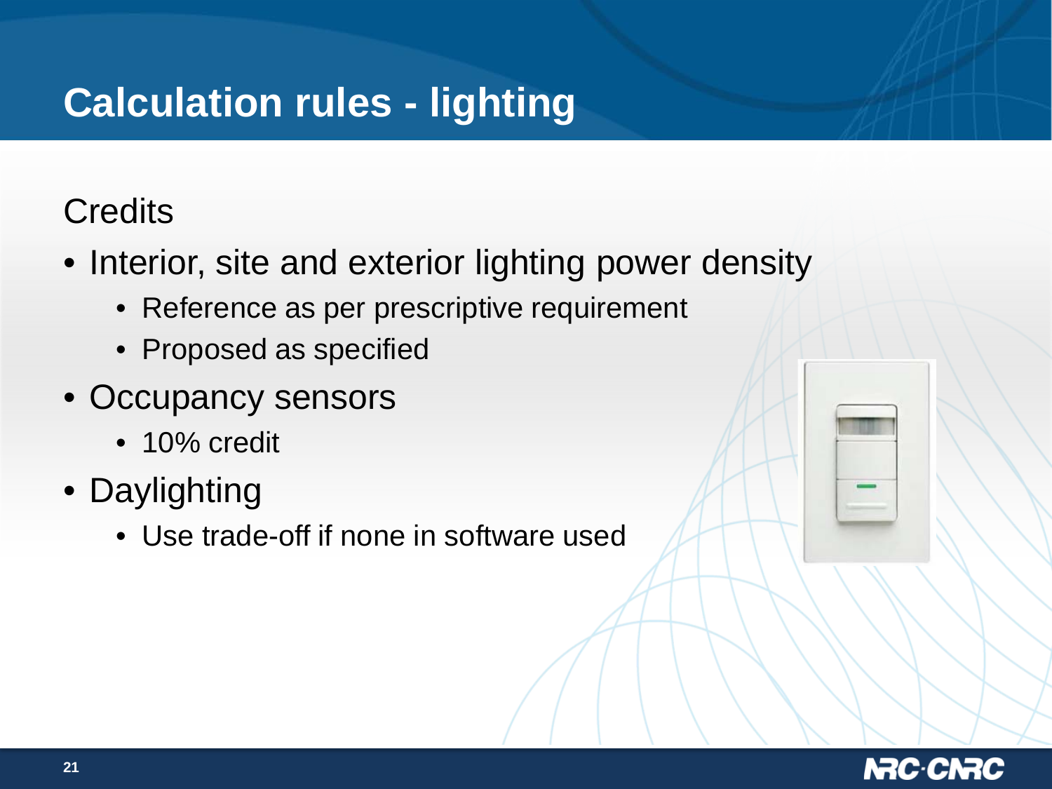# Calculation rules - lighting

Credits

- Interior, site and exterior lighting power density
  - Reference as per prescriptive requirement
  - Proposed as specified
- Occupancy sensors
  - 10% credit
- Daylighting
  - Use trade-off if none in software used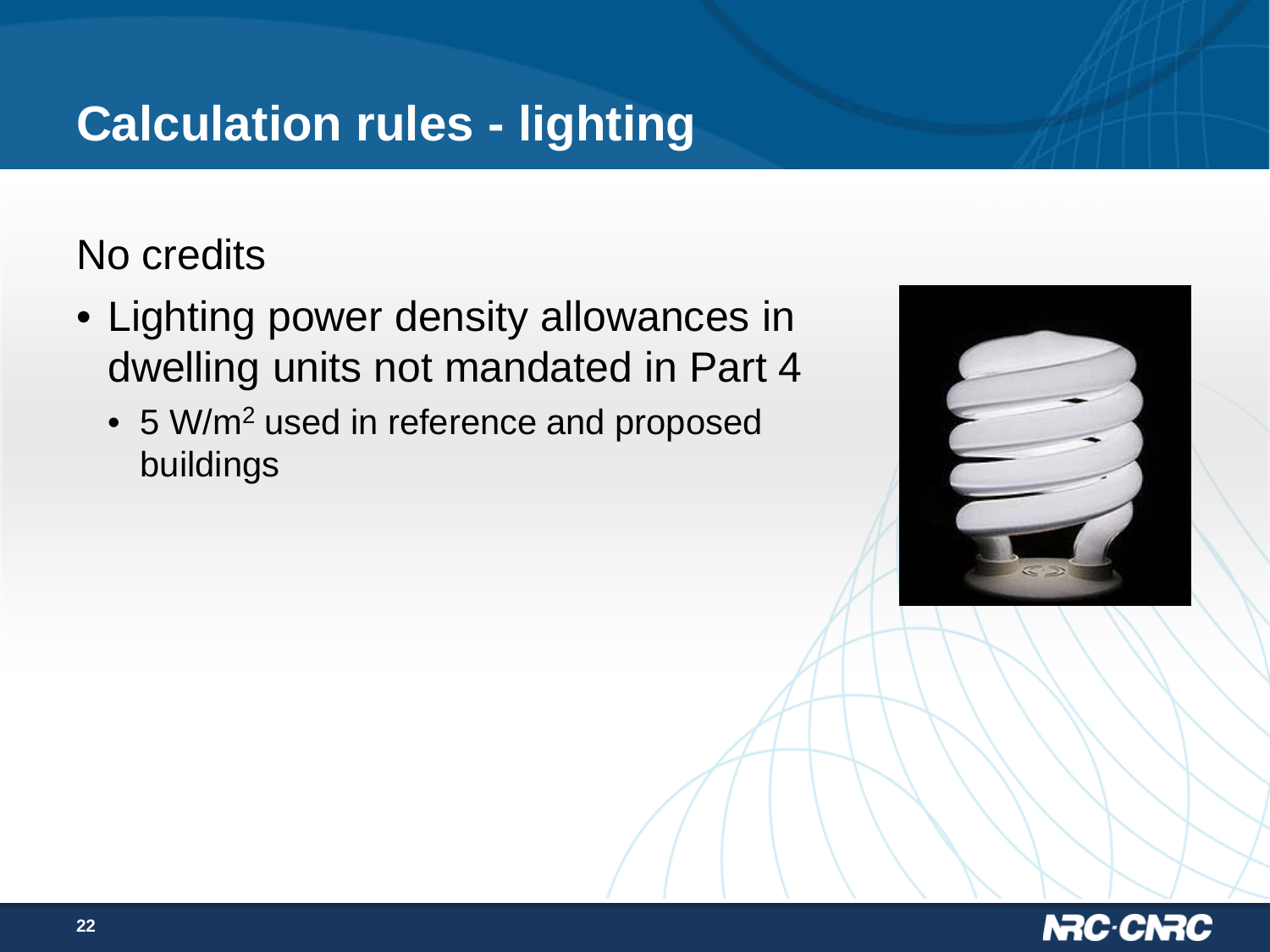# Calculation rules - lighting

No credits

- Lighting power density allowances in dwelling units not mandated in Part 4
  - 5 $W/m^2$ used in reference and proposed buildings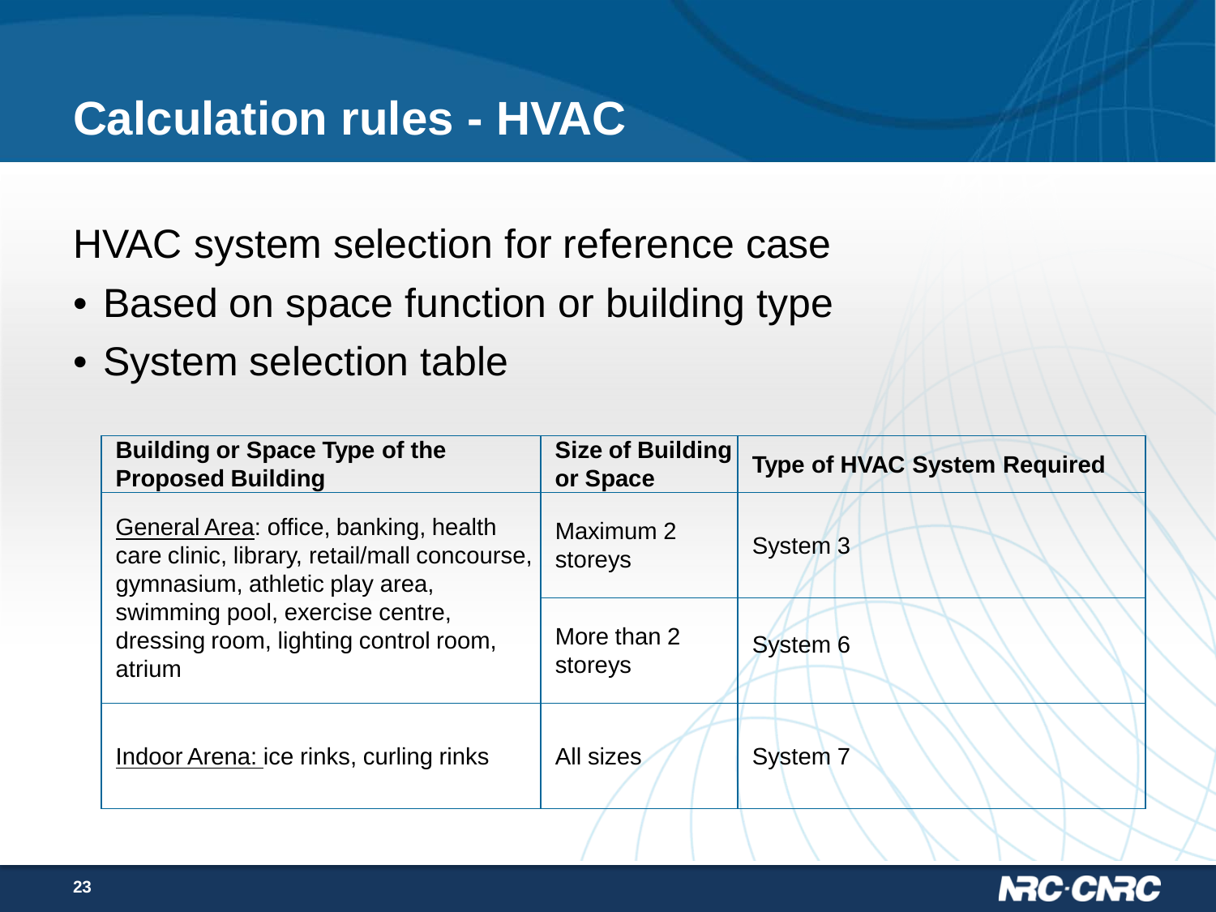# Calculation rules - HVAC

HVAC system selection for reference case

- Based on space function or building type
- System selection table

| Building or Space Type of the Proposed Building | Size of Building or Space | Type of HVAC System Required |
|---|---|---|
| General Area: office, banking, health care clinic, library, retail/mall concourse, gymnasium, athletic play area, swimming pool, exercise centre, dressing room, lighting control room, atrium | Maximum 2 storeys | System 3 |
| | More than 2 storeys | System 6 |
| Indoor Arena: ice rinks, curling rinks | All sizes | System 7 |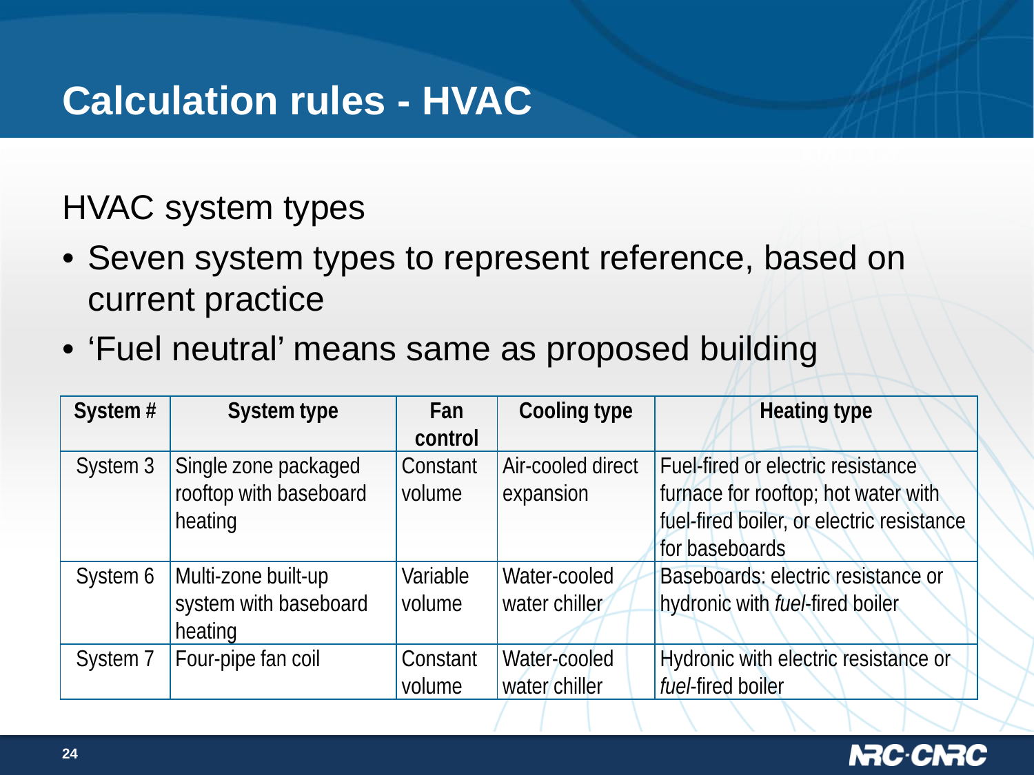# Calculation rules - HVAC

HVAC system types

- Seven system types to represent reference, based on current practice
- 'Fuel neutral' means same as proposed building

| System # | System type | Fan control | Cooling type | Heating type |
|---|---|---|---|---|
| System 3 | Single zone packaged rooftop with baseboard heating | Constant volume | Air-cooled direct expansion | Fuel-fired or electric resistance furnace for rooftop; hot water with fuel-fired boiler, or electric resistance for baseboards |
| System 6 | Multi-zone built-up system with baseboard heating | Variable volume | Water-cooled water chiller | Baseboards: electric resistance or hydronic with *fuel*-fired boiler |
| System 7 | Four-pipe fan coil | Constant volume | Water-cooled water chiller | Hydronic with electric resistance or *fuel*-fired boiler |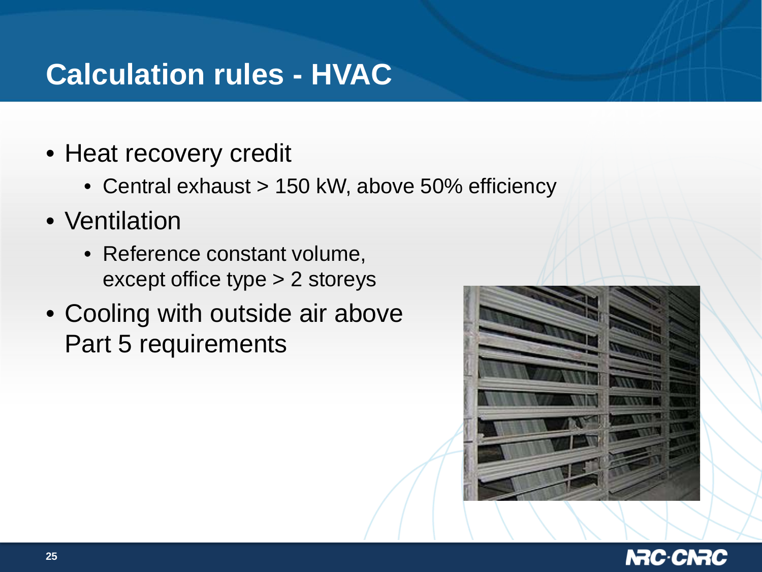# Calculation rules - HVAC

- Heat recovery credit
  - Central exhaust > 150 kW, above 50% efficiency
- Ventilation
  - Reference constant volume, except office type > 2 storeys
- Cooling with outside air above Part 5 requirements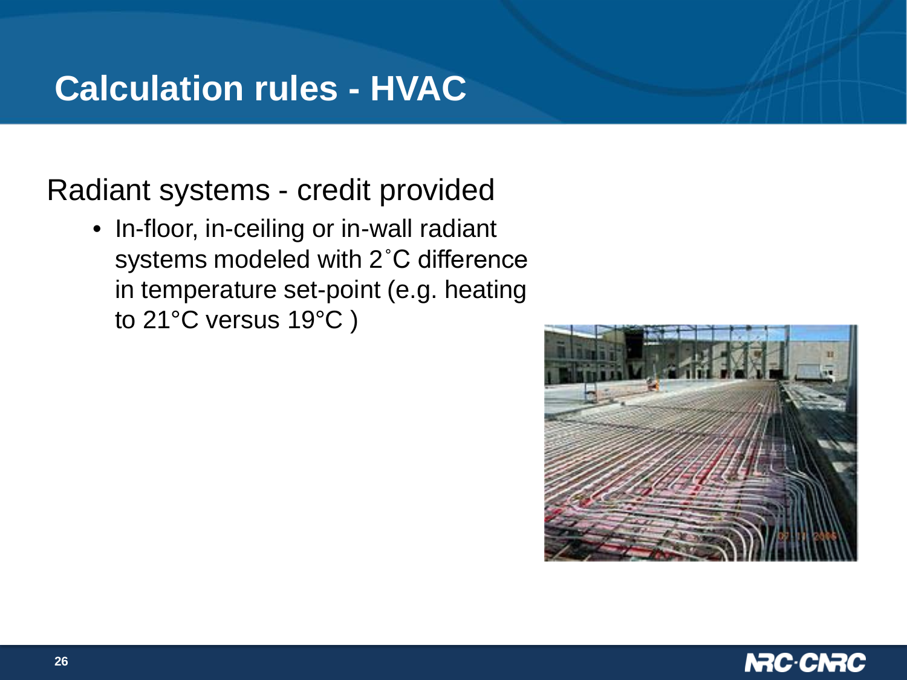# Calculation rules - HVAC

## Radiant systems - credit provided

- In-floor, in-ceiling or in-wall radiant systems modeled with 2˚C difference in temperature set-point (e.g. heating to 21°C versus 19°C )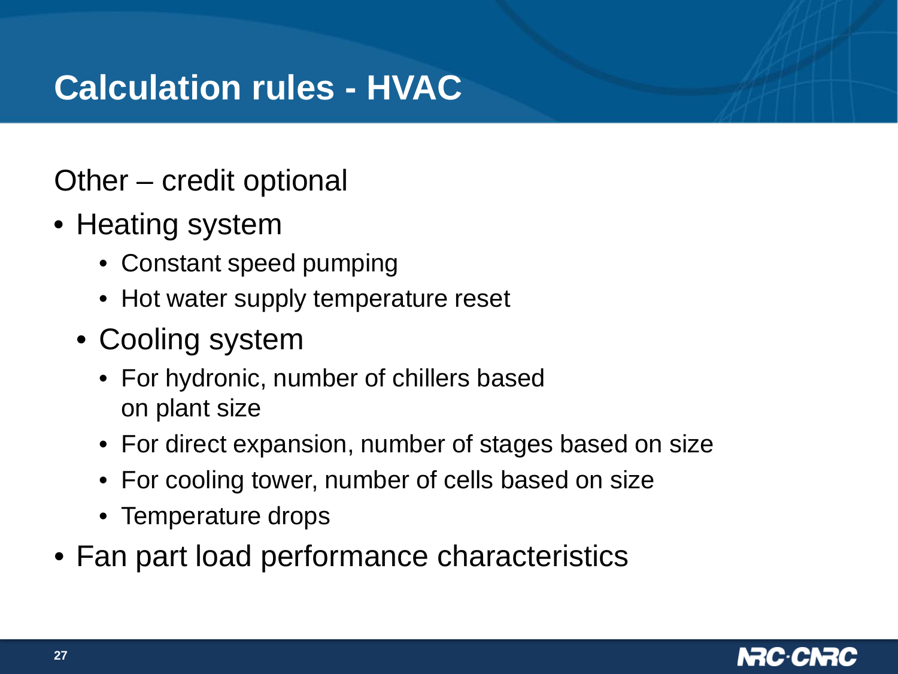# Calculation rules - HVAC

Other – credit optional

- Heating system
  - Constant speed pumping
  - Hot water supply temperature reset
- Cooling system
  - For hydronic, number of chillers based on plant size
  - For direct expansion, number of stages based on size
  - For cooling tower, number of cells based on size
  - Temperature drops
- Fan part load performance characteristics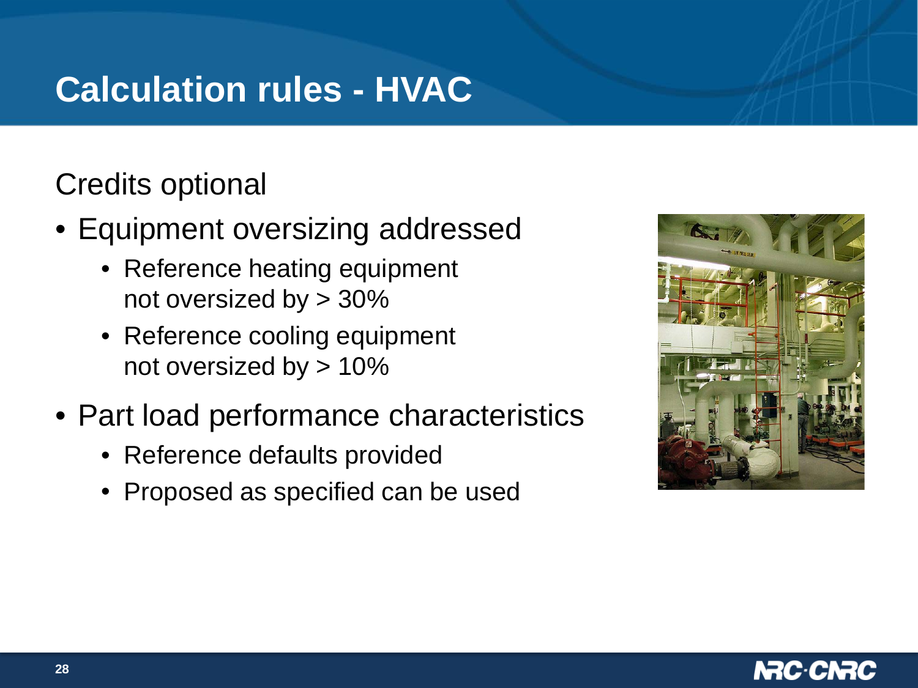# Calculation rules - HVAC

Credits optional

- Equipment oversizing addressed
  - Reference heating equipment not oversized by > 30%
  - Reference cooling equipment not oversized by > 10%
- Part load performance characteristics
  - Reference defaults provided
  - Proposed as specified can be used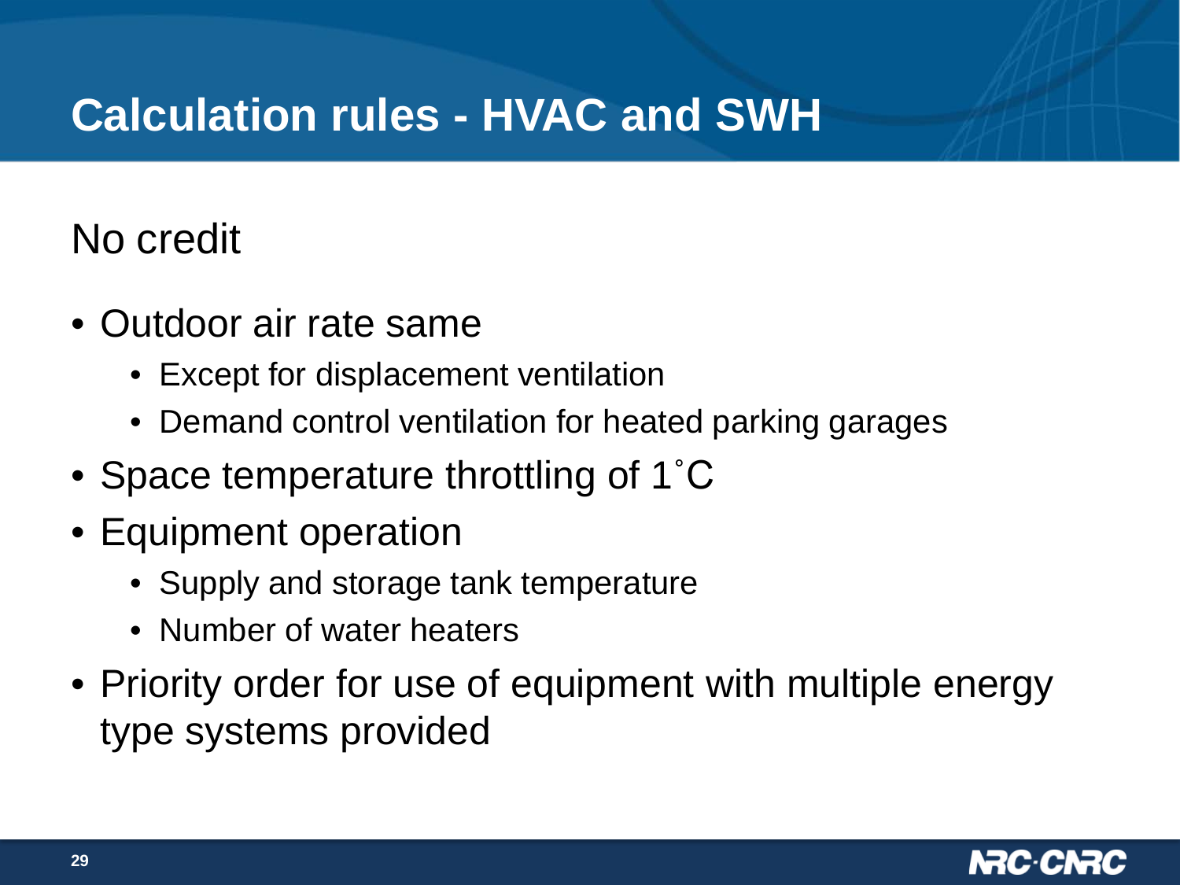# Calculation rules - HVAC and SWH

## No credit

- Outdoor air rate same
  - Except for displacement ventilation
  - Demand control ventilation for heated parking garages
- Space temperature throttling of 1˚C
- Equipment operation
  - Supply and storage tank temperature
  - Number of water heaters
- Priority order for use of equipment with multiple energy type systems provided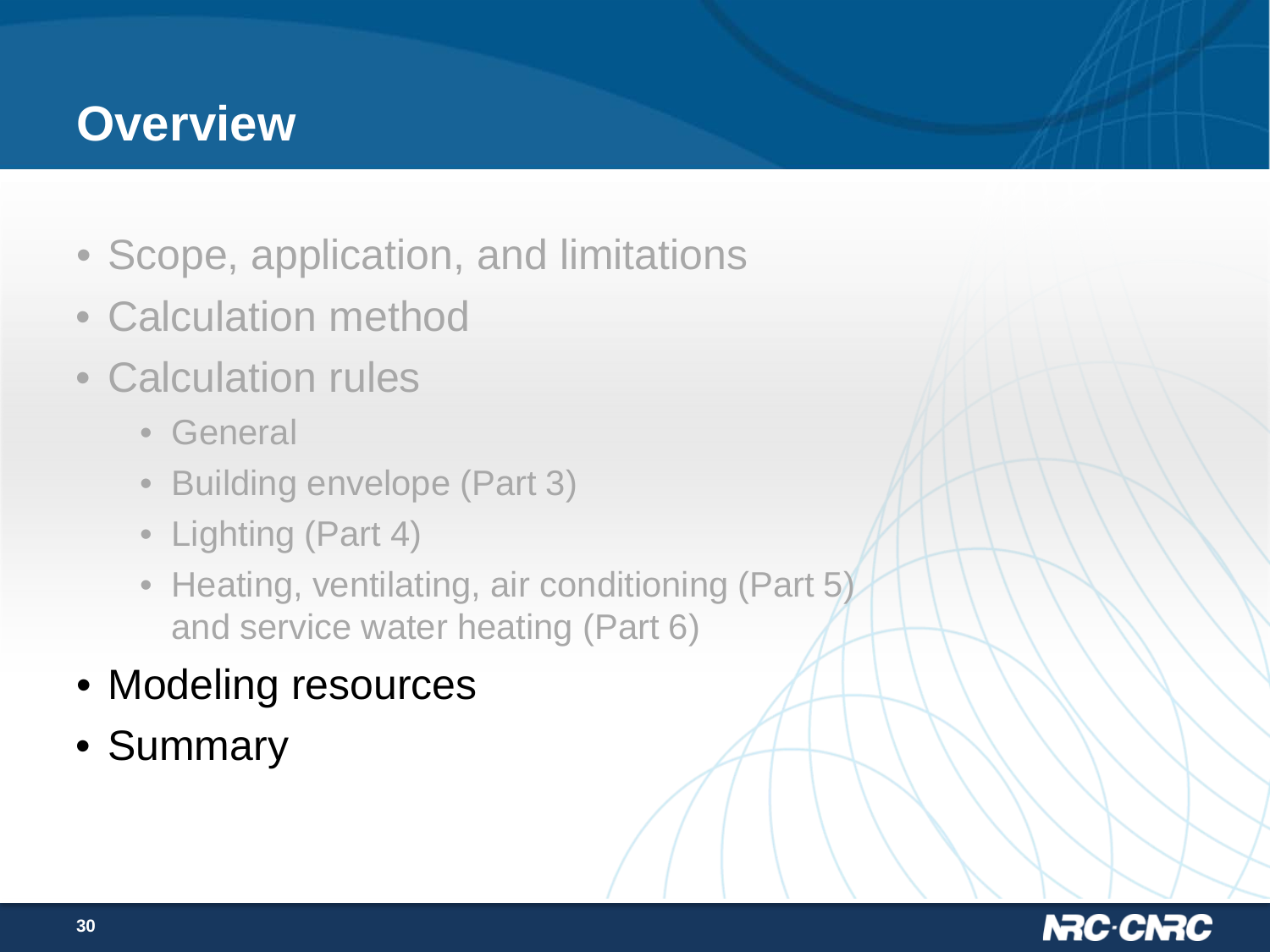# Overview

- Scope, application, and limitations
- Calculation method
- Calculation rules
  - General
  - Building envelope (Part 3)
  - Lighting (Part 4)
  - Heating, ventilating, air conditioning (Part 5) and service water heating (Part 6)
- Modeling resources
- Summary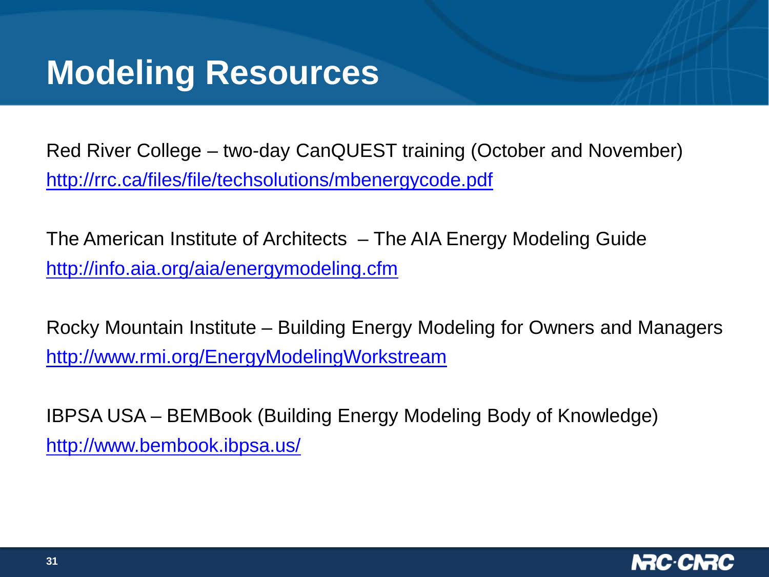# Modeling Resources

Red River College – two-day CanQUEST training (October and November)
http://rrc.ca/files/file/techsolutions/mbenergycode.pdf

The American Institute of Architects – The AIA Energy Modeling Guide
http://info.aia.org/aia/energymodeling.cfm

Rocky Mountain Institute – Building Energy Modeling for Owners and Managers
http://www.rmi.org/EnergyModelingWorkstream

IBPSA USA – BEMBook (Building Energy Modeling Body of Knowledge)
http://www.bembook.ibpsa.us/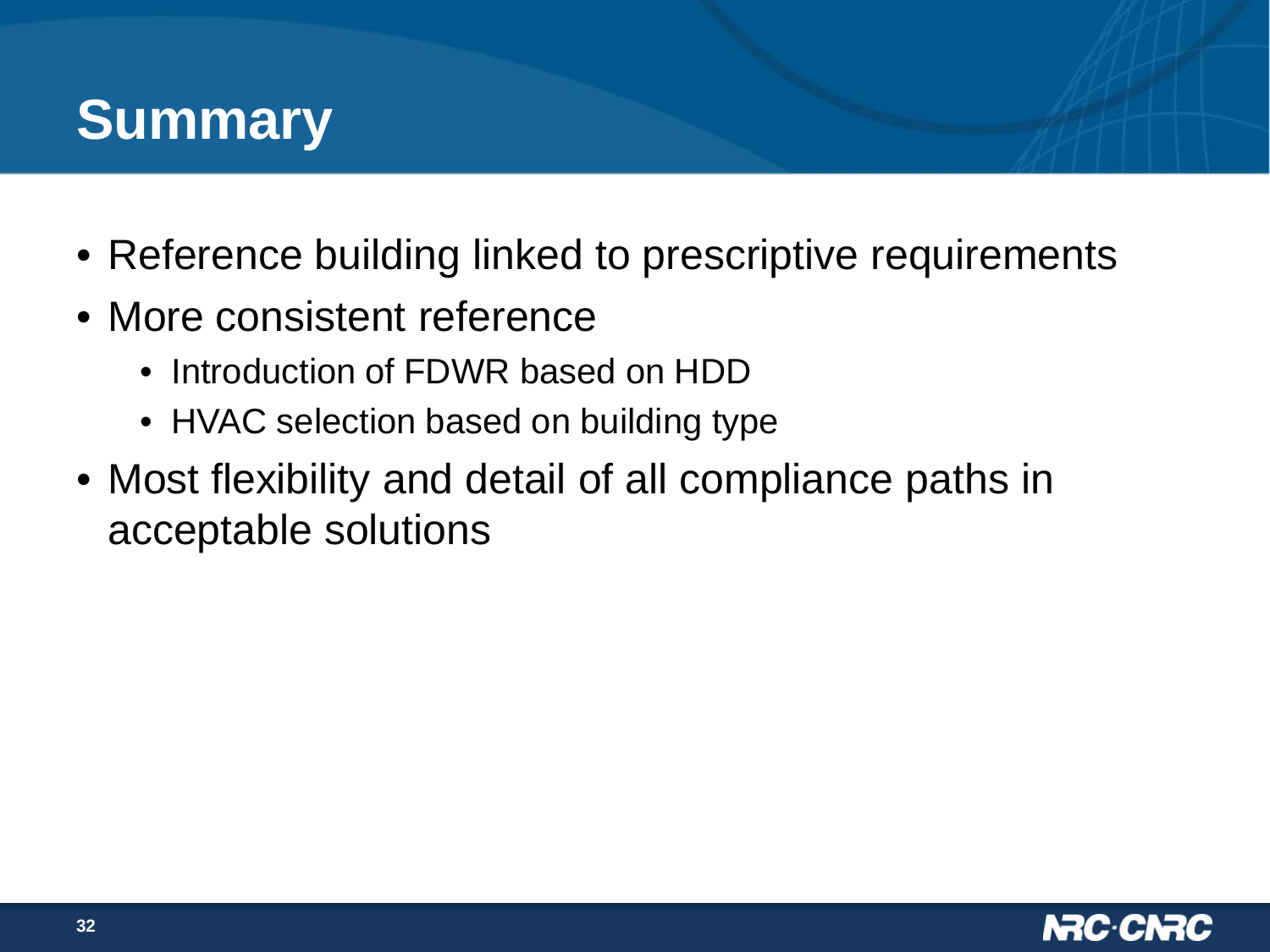# Summary

- Reference building linked to prescriptive requirements
- More consistent reference
  - Introduction of FDWR based on HDD
  - HVAC selection based on building type
- Most flexibility and detail of all compliance paths in acceptable solutions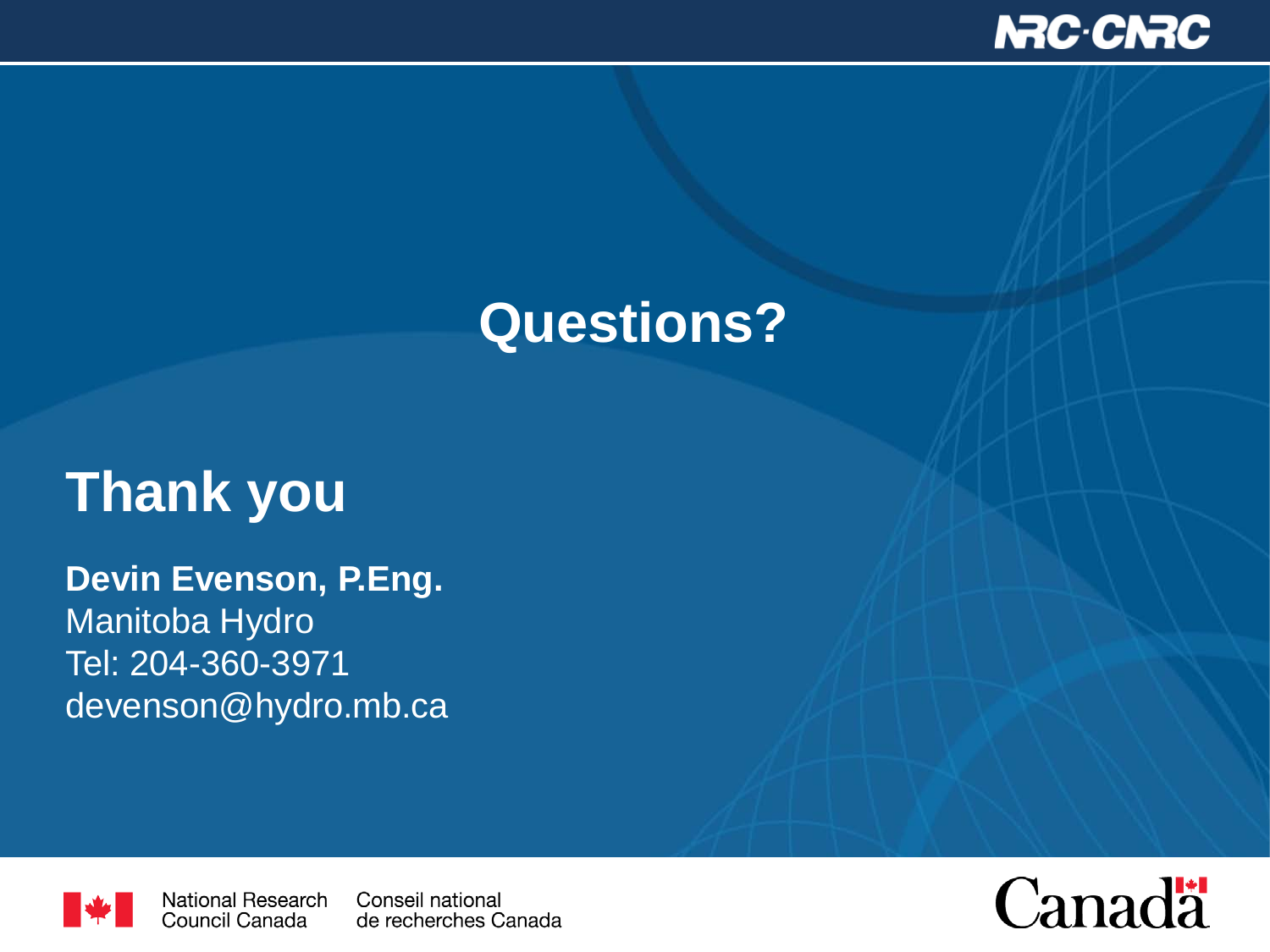# Questions?

## Thank you

**Devin Evenson, P.Eng.**
Manitoba Hydro
Tel: 204-360-3971
devenson@hydro.mb.ca